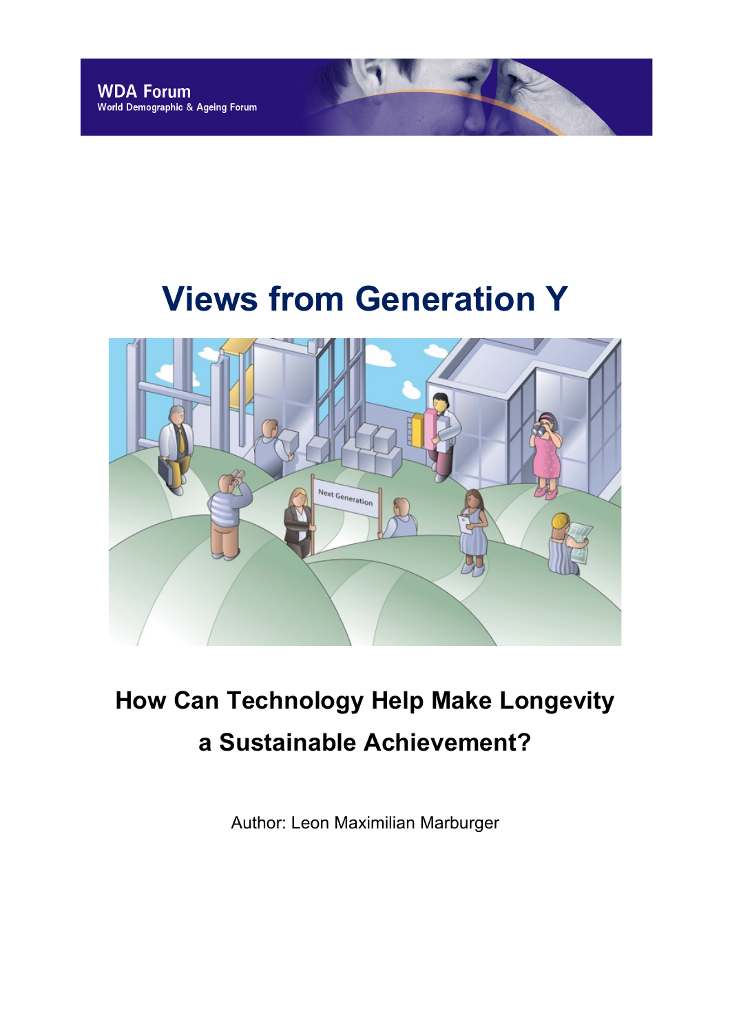WDA Forum
World Demographic & Ageing Forum

# Views from Generation Y

## How Can Technology Help Make Longevity a Sustainable Achievement?

Author: Leon Maximilian Marburger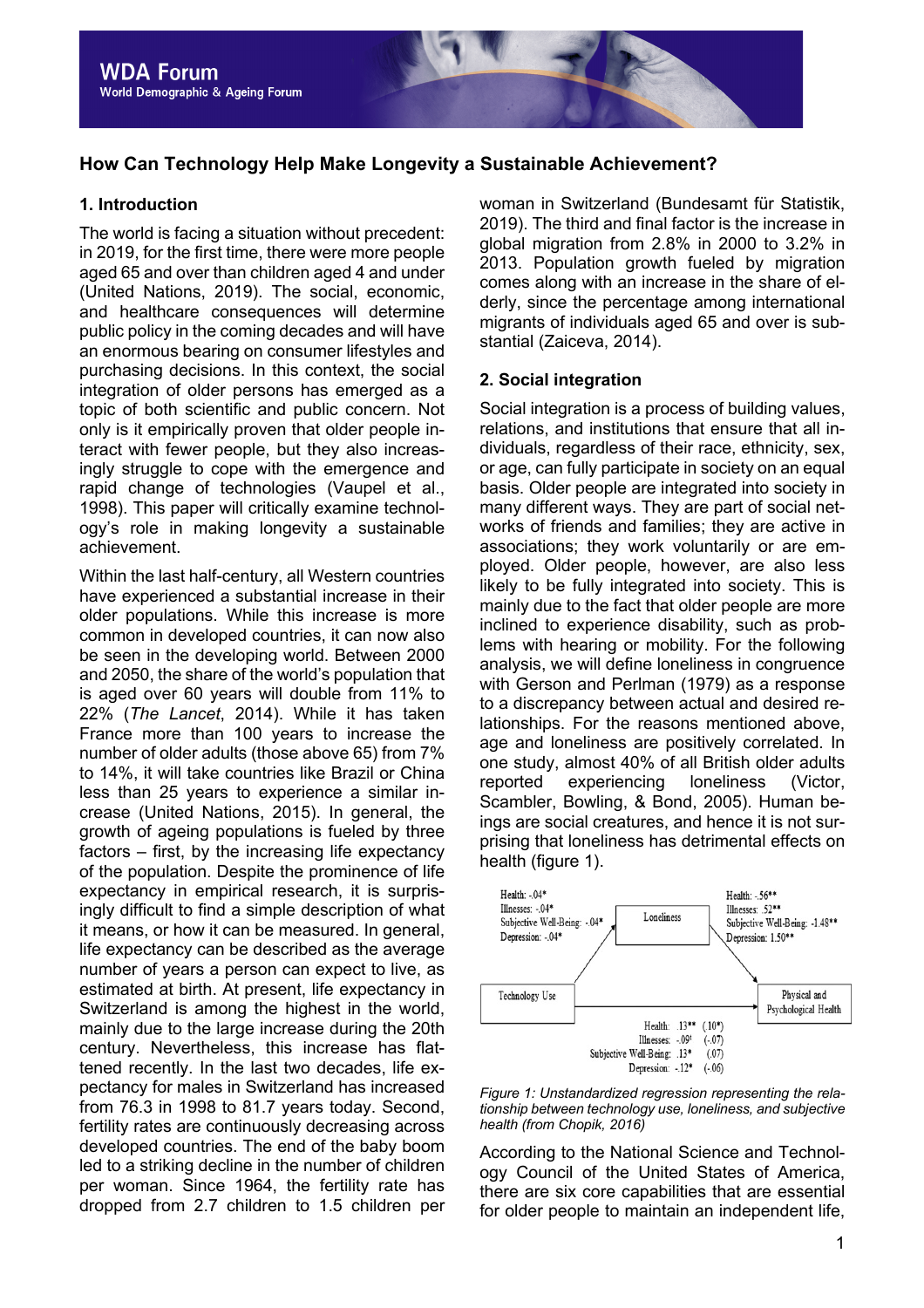# How Can Technology Help Make Longevity a Sustainable Achievement?

## 1. Introduction

The world is facing a situation without precedent: in 2019, for the first time, there were more people aged 65 and over than children aged 4 and under (United Nations, 2019). The social, economic, and healthcare consequences will determine public policy in the coming decades and will have an enormous bearing on consumer lifestyles and purchasing decisions. In this context, the social integration of older persons has emerged as a topic of both scientific and public concern. Not only is it empirically proven that older people interact with fewer people, but they also increasingly struggle to cope with the emergence and rapid change of technologies (Vaupel et al., 1998). This paper will critically examine technology's role in making longevity a sustainable achievement.

Within the last half-century, all Western countries have experienced a substantial increase in their older populations. While this increase is more common in developed countries, it can now also be seen in the developing world. Between 2000 and 2050, the share of the world's population that is aged over 60 years will double from 11% to 22% (*The Lancet*, 2014). While it has taken France more than 100 years to increase the number of older adults (those above 65) from 7% to 14%, it will take countries like Brazil or China less than 25 years to experience a similar increase (United Nations, 2015). In general, the growth of ageing populations is fueled by three factors – first, by the increasing life expectancy of the population. Despite the prominence of life expectancy in empirical research, it is surprisingly difficult to find a simple description of what it means, or how it can be measured. In general, life expectancy can be described as the average number of years a person can expect to live, as estimated at birth. At present, life expectancy in Switzerland is among the highest in the world, mainly due to the large increase during the 20th century. Nevertheless, this increase has flattened recently. In the last two decades, life expectancy for males in Switzerland has increased from 76.3 in 1998 to 81.7 years today. Second, fertility rates are continuously decreasing across developed countries. The end of the baby boom led to a striking decline in the number of children per woman. Since 1964, the fertility rate has dropped from 2.7 children to 1.5 children per woman in Switzerland (Bundesamt für Statistik, 2019). The third and final factor is the increase in global migration from 2.8% in 2000 to 3.2% in 2013. Population growth fueled by migration comes along with an increase in the share of elderly, since the percentage among international migrants of individuals aged 65 and over is substantial (Zaiceva, 2014).

## 2. Social integration

Social integration is a process of building values, relations, and institutions that ensure that all individuals, regardless of their race, ethnicity, sex, or age, can fully participate in society on an equal basis. Older people are integrated into society in many different ways. They are part of social networks of friends and families; they are active in associations; they work voluntarily or are employed. Older people, however, are also less likely to be fully integrated into society. This is mainly due to the fact that older people are more inclined to experience disability, such as problems with hearing or mobility. For the following analysis, we will define loneliness in congruence with Gerson and Perlman (1979) as a response to a discrepancy between actual and desired relationships. For the reasons mentioned above, age and loneliness are positively correlated. In one study, almost 40% of all British older adults reported experiencing loneliness (Victor, Scambler, Bowling, & Bond, 2005). Human beings are social creatures, and hence it is not surprising that loneliness has detrimental effects on health (figure 1).

*Figure 1: Unstandardized regression representing the relationship between technology use, loneliness, and subjective health (from Chopik, 2016)*

According to the National Science and Technology Council of the United States of America, there are six core capabilities that are essential for older people to maintain an independent life,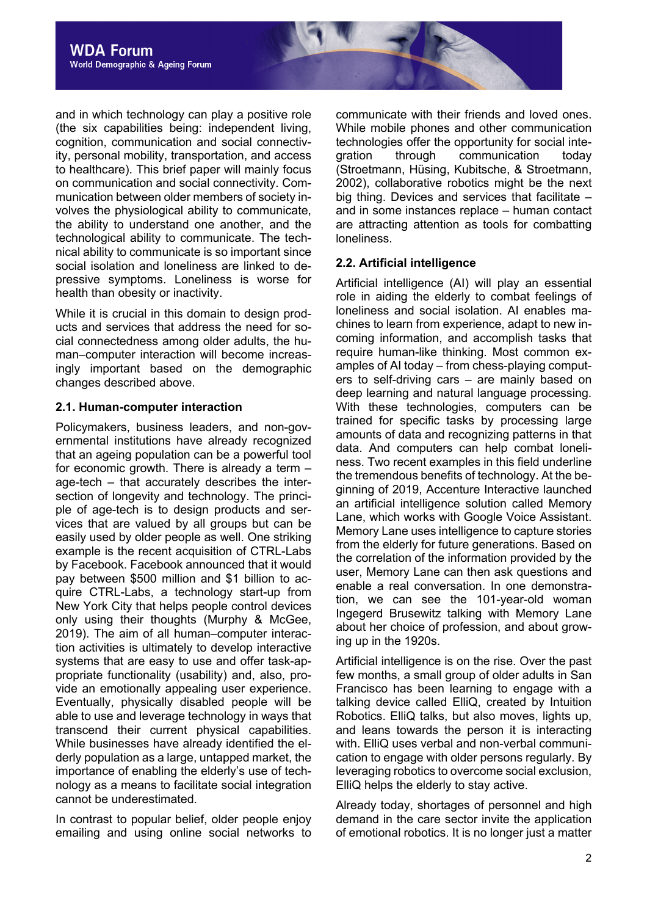and in which technology can play a positive role (the six capabilities being: independent living, cognition, communication and social connectivity, personal mobility, transportation, and access to healthcare). This brief paper will mainly focus on communication and social connectivity. Communication between older members of society involves the physiological ability to communicate, the ability to understand one another, and the technological ability to communicate. The technical ability to communicate is so important since social isolation and loneliness are linked to depressive symptoms. Loneliness is worse for health than obesity or inactivity.

While it is crucial in this domain to design products and services that address the need for social connectedness among older adults, the human–computer interaction will become increasingly important based on the demographic changes described above.

### 2.1. Human-computer interaction

Policymakers, business leaders, and non-governmental institutions have already recognized that an ageing population can be a powerful tool for economic growth. There is already a term – age-tech – that accurately describes the intersection of longevity and technology. The principle of age-tech is to design products and services that are valued by all groups but can be easily used by older people as well. One striking example is the recent acquisition of CTRL-Labs by Facebook. Facebook announced that it would pay between $500 million and $1 billion to acquire CTRL-Labs, a technology start-up from New York City that helps people control devices only using their thoughts (Murphy & McGee, 2019). The aim of all human–computer interaction activities is ultimately to develop interactive systems that are easy to use and offer task-appropriate functionality (usability) and, also, provide an emotionally appealing user experience. Eventually, physically disabled people will be able to use and leverage technology in ways that transcend their current physical capabilities. While businesses have already identified the elderly population as a large, untapped market, the importance of enabling the elderly's use of technology as a means to facilitate social integration cannot be underestimated.

In contrast to popular belief, older people enjoy emailing and using online social networks to communicate with their friends and loved ones. While mobile phones and other communication technologies offer the opportunity for social integration through communication today (Stroetmann, Hüsing, Kubitsche, & Stroetmann, 2002), collaborative robotics might be the next big thing. Devices and services that facilitate – and in some instances replace – human contact are attracting attention as tools for combatting loneliness.

### 2.2. Artificial intelligence

Artificial intelligence (AI) will play an essential role in aiding the elderly to combat feelings of loneliness and social isolation. AI enables machines to learn from experience, adapt to new incoming information, and accomplish tasks that require human-like thinking. Most common examples of AI today – from chess-playing computers to self-driving cars – are mainly based on deep learning and natural language processing. With these technologies, computers can be trained for specific tasks by processing large amounts of data and recognizing patterns in that data. And computers can help combat loneliness. Two recent examples in this field underline the tremendous benefits of technology. At the beginning of 2019, Accenture Interactive launched an artificial intelligence solution called Memory Lane, which works with Google Voice Assistant. Memory Lane uses intelligence to capture stories from the elderly for future generations. Based on the correlation of the information provided by the user, Memory Lane can then ask questions and enable a real conversation. In one demonstration, we can see the 101-year-old woman Ingegerd Brusewitz talking with Memory Lane about her choice of profession, and about growing up in the 1920s.

Artificial intelligence is on the rise. Over the past few months, a small group of older adults in San Francisco has been learning to engage with a talking device called ElliQ, created by Intuition Robotics. ElliQ talks, but also moves, lights up, and leans towards the person it is interacting with. ElliQ uses verbal and non-verbal communication to engage with older persons regularly. By leveraging robotics to overcome social exclusion, ElliQ helps the elderly to stay active.

Already today, shortages of personnel and high demand in the care sector invite the application of emotional robotics. It is no longer just a matter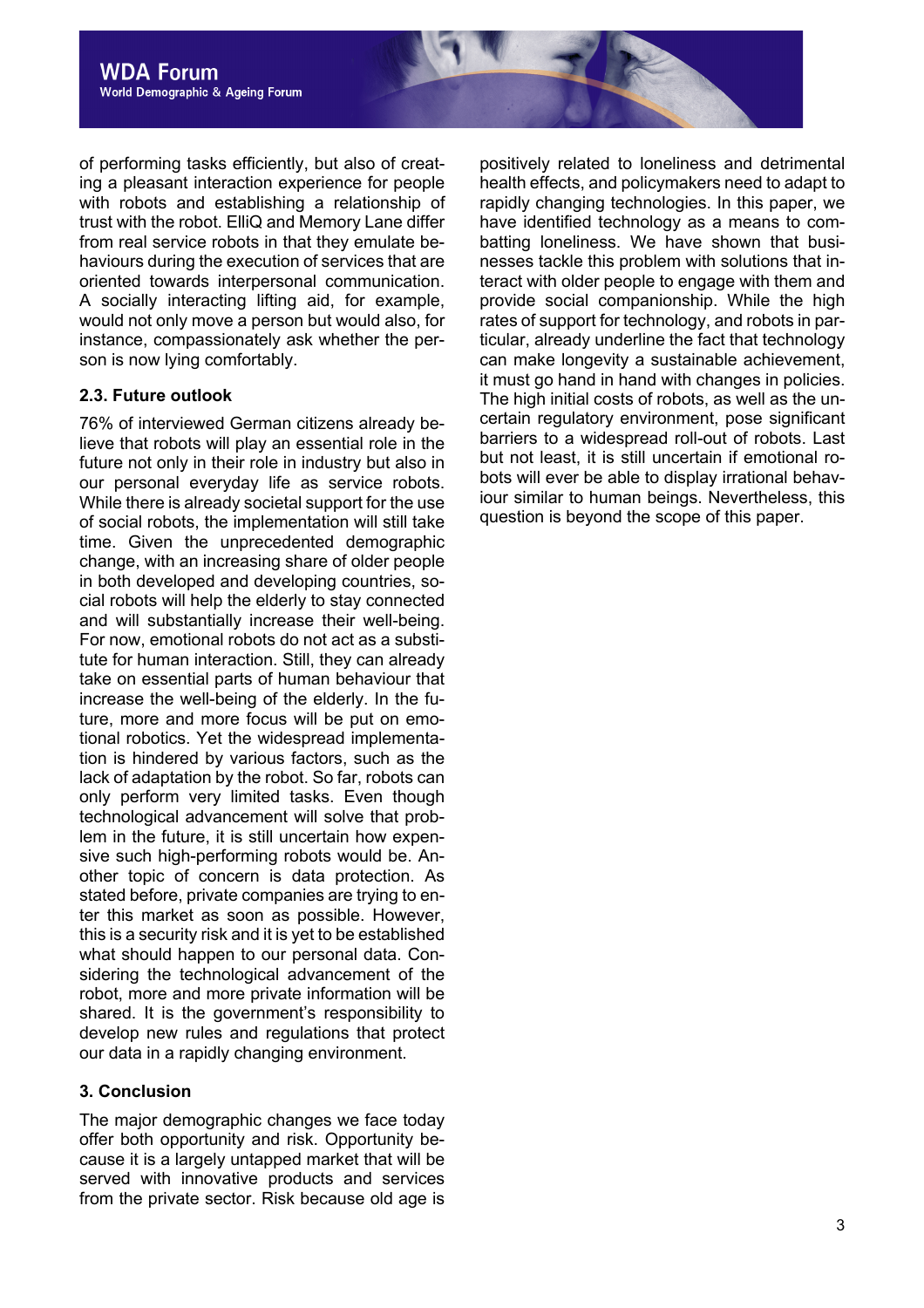of performing tasks efficiently, but also of creating a pleasant interaction experience for people with robots and establishing a relationship of trust with the robot. ElliQ and Memory Lane differ from real service robots in that they emulate behaviours during the execution of services that are oriented towards interpersonal communication. A socially interacting lifting aid, for example, would not only move a person but would also, for instance, compassionately ask whether the person is now lying comfortably.

### 2.3. Future outlook

76% of interviewed German citizens already believe that robots will play an essential role in the future not only in their role in industry but also in our personal everyday life as service robots. While there is already societal support for the use of social robots, the implementation will still take time. Given the unprecedented demographic change, with an increasing share of older people in both developed and developing countries, social robots will help the elderly to stay connected and will substantially increase their well-being. For now, emotional robots do not act as a substitute for human interaction. Still, they can already take on essential parts of human behaviour that increase the well-being of the elderly. In the future, more and more focus will be put on emotional robotics. Yet the widespread implementation is hindered by various factors, such as the lack of adaptation by the robot. So far, robots can only perform very limited tasks. Even though technological advancement will solve that problem in the future, it is still uncertain how expensive such high-performing robots would be. Another topic of concern is data protection. As stated before, private companies are trying to enter this market as soon as possible. However, this is a security risk and it is yet to be established what should happen to our personal data. Considering the technological advancement of the robot, more and more private information will be shared. It is the government's responsibility to develop new rules and regulations that protect our data in a rapidly changing environment.

## 3. Conclusion

The major demographic changes we face today offer both opportunity and risk. Opportunity because it is a largely untapped market that will be served with innovative products and services from the private sector. Risk because old age is positively related to loneliness and detrimental health effects, and policymakers need to adapt to rapidly changing technologies. In this paper, we have identified technology as a means to combatting loneliness. We have shown that businesses tackle this problem with solutions that interact with older people to engage with them and provide social companionship. While the high rates of support for technology, and robots in particular, already underline the fact that technology can make longevity a sustainable achievement, it must go hand in hand with changes in policies. The high initial costs of robots, as well as the uncertain regulatory environment, pose significant barriers to a widespread roll-out of robots. Last but not least, it is still uncertain if emotional robots will ever be able to display irrational behaviour similar to human beings. Nevertheless, this question is beyond the scope of this paper.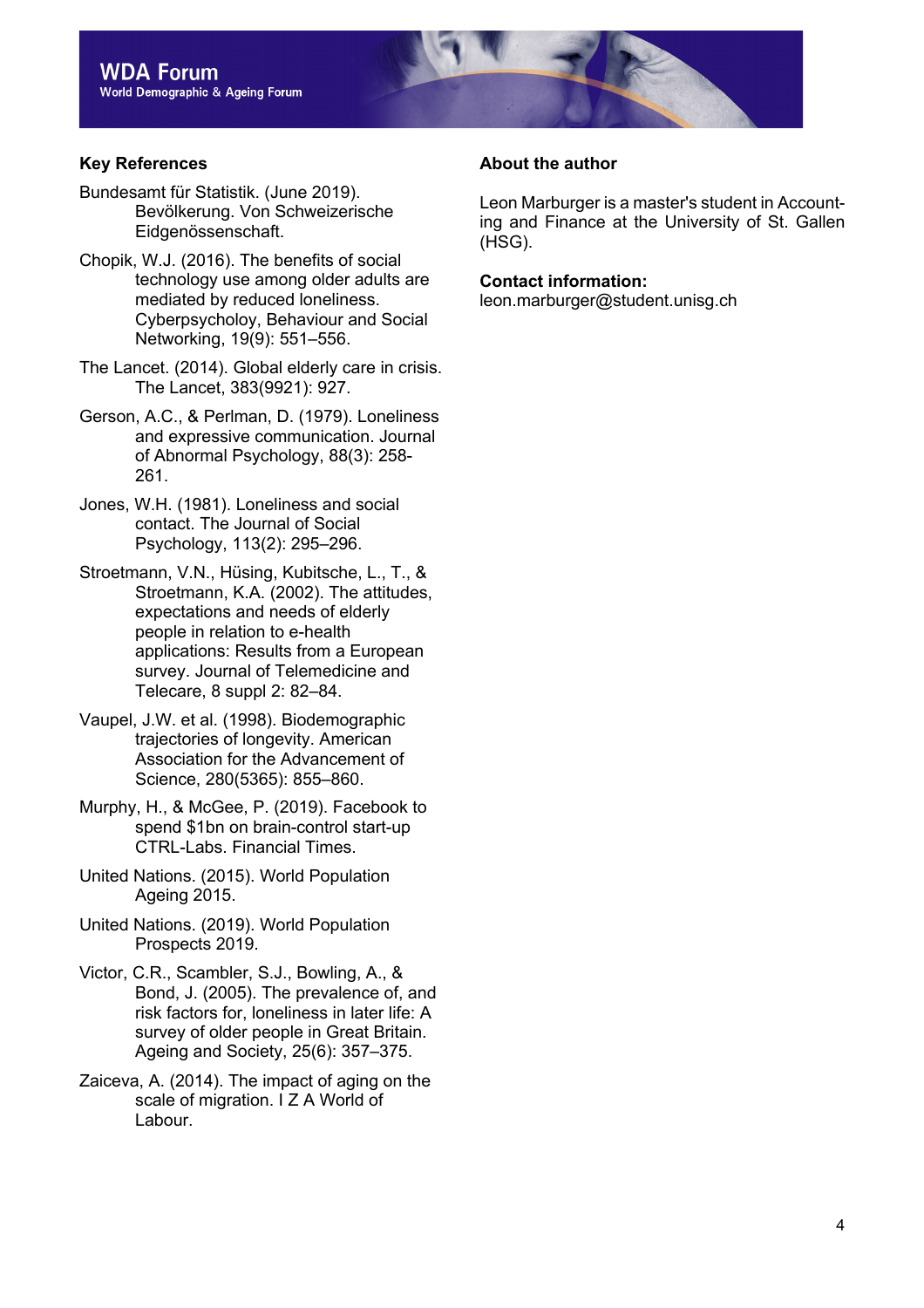## Key References

Bundesamt für Statistik. (June 2019). Bevölkerung. Von Schweizerische Eidgenössenschaft.

Chopik, W.J. (2016). The benefits of social technology use among older adults are mediated by reduced loneliness. Cyberpsycholoy, Behaviour and Social Networking, 19(9): 551–556.

The Lancet. (2014). Global elderly care in crisis. The Lancet, 383(9921): 927.

Gerson, A.C., & Perlman, D. (1979). Loneliness and expressive communication. Journal of Abnormal Psychology, 88(3): 258-261.

Jones, W.H. (1981). Loneliness and social contact. The Journal of Social Psychology, 113(2): 295–296.

Stroetmann, V.N., Hüsing, Kubitsche, L., T., & Stroetmann, K.A. (2002). The attitudes, expectations and needs of elderly people in relation to e-health applications: Results from a European survey. Journal of Telemedicine and Telecare, 8 suppl 2: 82–84.

Vaupel, J.W. et al. (1998). Biodemographic trajectories of longevity. American Association for the Advancement of Science, 280(5365): 855–860.

Murphy, H., & McGee, P. (2019). Facebook to spend $1bn on brain-control start-up CTRL-Labs. Financial Times.

United Nations. (2015). World Population Ageing 2015.

United Nations. (2019). World Population Prospects 2019.

Victor, C.R., Scambler, S.J., Bowling, A., & Bond, J. (2005). The prevalence of, and risk factors for, loneliness in later life: A survey of older people in Great Britain. Ageing and Society, 25(6): 357–375.

Zaiceva, A. (2014). The impact of aging on the scale of migration. I Z A World of Labour.

## About the author

Leon Marburger is a master's student in Accounting and Finance at the University of St. Gallen (HSG).

**Contact information:**
leon.marburger@student.unisg.ch